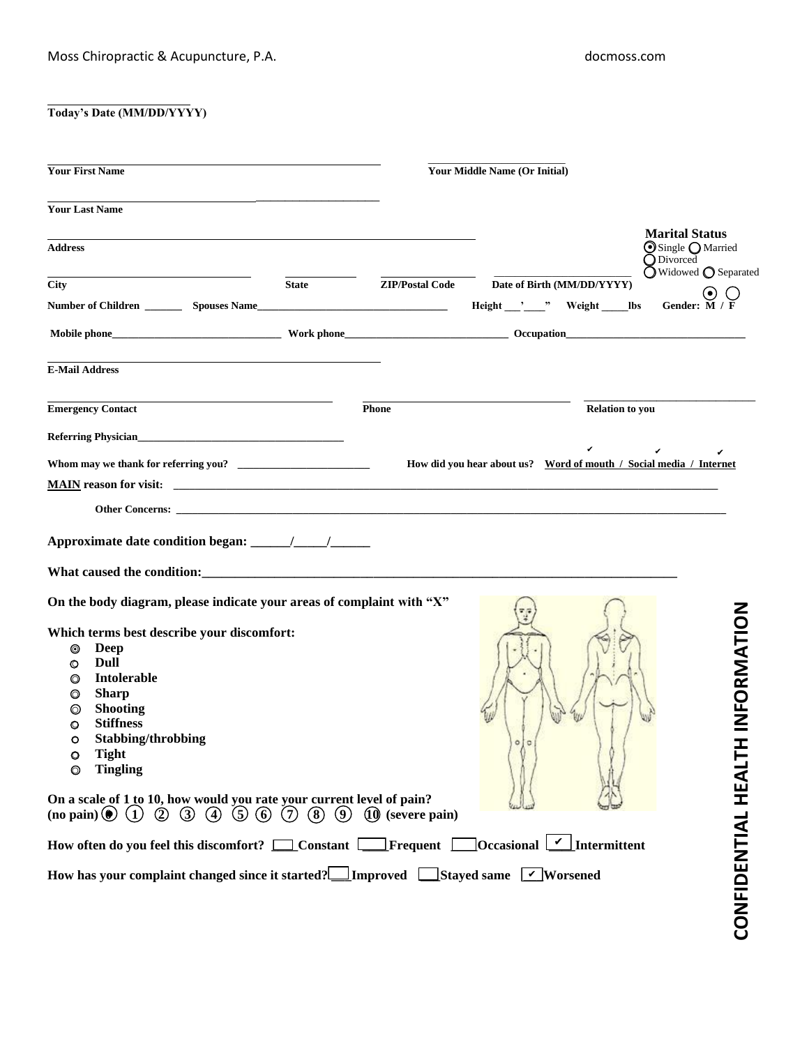Moss Chiropractic & Acupuncture, P.A. docmoss.com

**Today's Date (MM/DD/YYYY)** ____________________

**Your First Name** ____________________ **Your Middle Name (Or Initial)** ____________________

**Your Last Name** ____________________

**Address** ____________________

**Marital Status**
- ◉ Single ○ Married
- ○ Divorced
- ○ Widowed ○ Separated

**City** ____________ **State** ________ **ZIP/Postal Code** ________ **Date of Birth (MM/DD/YYYY)** ____________

**Number of Children** _______ **Spouses Name** ____________________ **Height** ___'___" **Weight** _____**lbs** **Gender:** ◉ **M** / ○ **F**

**Mobile phone** ____________________ **Work phone** ____________________ **Occupation** ____________________

**E-Mail Address** ____________________

**Emergency Contact** ____________________ **Phone** ____________________ **Relation to you** ____________________

**Referring Physician** ____________________

**Whom may we thank for referring you?** ____________________ **How did you hear about us?** **Word of mouth ✔ / Social media ✔ / Internet ✔**

**MAIN reason for visit:** ____________________

**Other Concerns:** ____________________

**Approximate date condition began:** ______/_____/______

**What caused the condition:** ____________________

**On the body diagram, please indicate your areas of complaint with "X"**

**Which terms best describe your discomfort:**
- ○ **Deep**
- ○ **Dull**
- ○ **Intolerable**
- ○ **Sharp**
- ○ **Shooting**
- ○ **Stiffness**
- ○ **Stabbing/throbbing**
- ○ **Tight**
- ○ **Tingling**

**On a scale of 1 to 10, how would you rate your current level of pain?**
**(no pain)** ● ① ② ③ ④ ⑤ ⑥ ⑦ ⑧ ⑨ ⑩ **(severe pain)**

**How often do you feel this discomfort?** ☐ **Constant** ☐ **Frequent** ☐ **Occasional** ☑ **Intermittent**

**How has your complaint changed since it started?** ☐ **Improved** ☐ **Stayed same** ☑ **Worsened**

**CONFIDENTIAL HEALTH INFORMATION**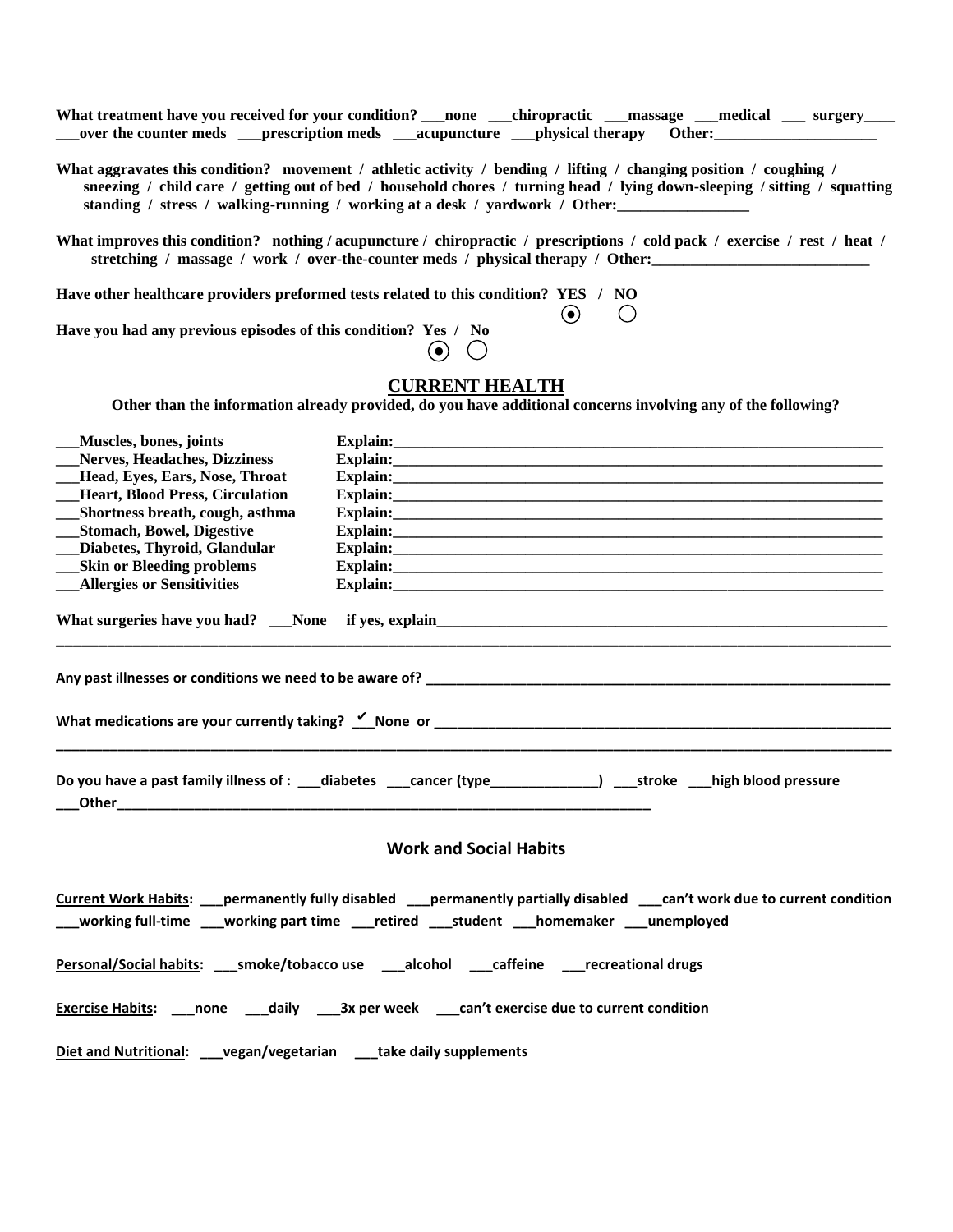**What treatment have you received for your condition?** ___none ___chiropractic ___massage ___medical ___ surgery____ ___over the counter meds ___prescription meds ___acupuncture ___physical therapy Other:_____________________

**What aggravates this condition?** movement / athletic activity / bending / lifting / changing position / coughing / sneezing / child care / getting out of bed / household chores / turning head / lying down-sleeping / sitting / squatting standing / stress / walking-running / working at a desk / yardwork / Other:_________________

**What improves this condition?** nothing / acupuncture / chiropractic / prescriptions / cold pack / exercise / rest / heat / stretching / massage / work / over-the-counter meds / physical therapy / Other:____________________________

**Have other healthcare providers preformed tests related to this condition?** YES / NO
◉ YES ○ NO

**Have you had any previous episodes of this condition?** Yes / No
◉ Yes ○ No

## CURRENT HEALTH

**Other than the information already provided, do you have additional concerns involving any of the following?**

___Muscles, bones, joints Explain:_______________________________________________
___Nerves, Headaches, Dizziness Explain:_______________________________________________
___Head, Eyes, Ears, Nose, Throat Explain:_______________________________________________
___Heart, Blood Press, Circulation Explain:_______________________________________________
___Shortness breath, cough, asthma Explain:_______________________________________________
___Stomach, Bowel, Digestive Explain:_______________________________________________
___Diabetes, Thyroid, Glandular Explain:_______________________________________________
___Skin or Bleeding problems Explain:_______________________________________________
___Allergies or Sensitivities Explain:_______________________________________________

**What surgeries have you had?** ___None if yes, explain_______________________________________________
_______________________________________________________________________________

**Any past illnesses or conditions we need to be aware of?** _______________________________________________

**What medications are your currently taking?** _✔_None or _______________________________________________
_______________________________________________________________________________

**Do you have a past family illness of :** ___diabetes ___cancer (type______________) ___stroke ___high blood pressure
___Other_______________________________________________

## Work and Social Habits

**Current Work Habits:** ___permanently fully disabled ___permanently partially disabled ___can't work due to current condition
___working full-time ___working part time ___retired ___student ___homemaker ___unemployed

**Personal/Social habits:** ___smoke/tobacco use ___alcohol ___caffeine ___recreational drugs

**Exercise Habits:** ___none ___daily ___3x per week ___can't exercise due to current condition

**Diet and Nutritional:** ___vegan/vegetarian ___take daily supplements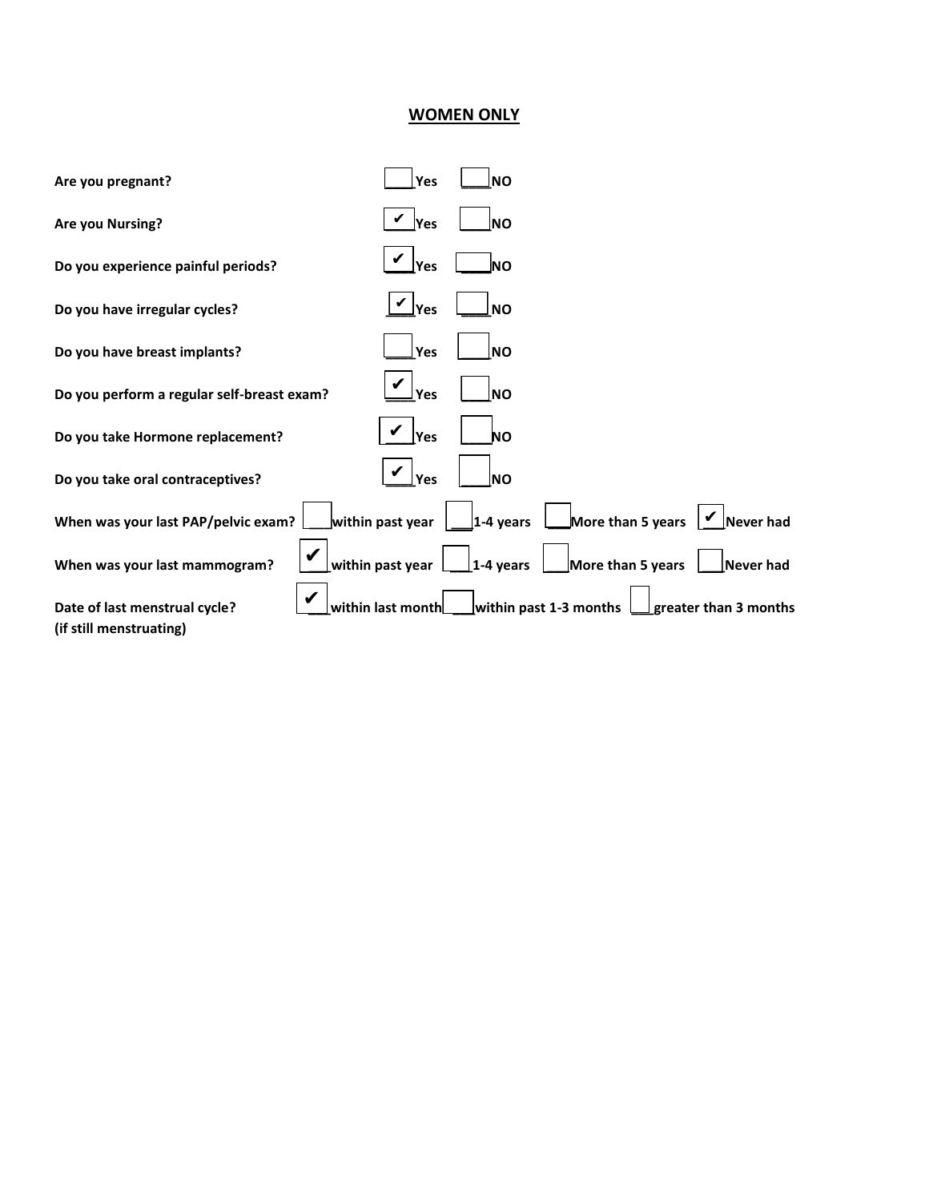## WOMEN ONLY

| | | | | |
|---|---|---|---|---|
| **Are you pregnant?** | ☐ Yes | ☐ NO | | |
| **Are you Nursing?** | ☑ Yes | ☐ NO | | |
| **Do you experience painful periods?** | ☑ Yes | ☐ NO | | |
| **Do you have irregular cycles?** | ☑ Yes | ☐ NO | | |
| **Do you have breast implants?** | ☐ Yes | ☐ NO | | |
| **Do you perform a regular self-breast exam?** | ☑ Yes | ☐ NO | | |
| **Do you take Hormone replacement?** | ☑ Yes | ☐ NO | | |
| **Do you take oral contraceptives?** | ☑ Yes | ☐ NO | | |
| **When was your last PAP/pelvic exam?** | ☐ within past year | ☐ 1-4 years | ☐ More than 5 years | ☑ Never had |
| **When was your last mammogram?** | ☑ within past year | ☐ 1-4 years | ☐ More than 5 years | ☐ Never had |
| **Date of last menstrual cycle? (if still menstruating)** | ☑ within last month | ☐ within past 1-3 months | ☐ greater than 3 months | |